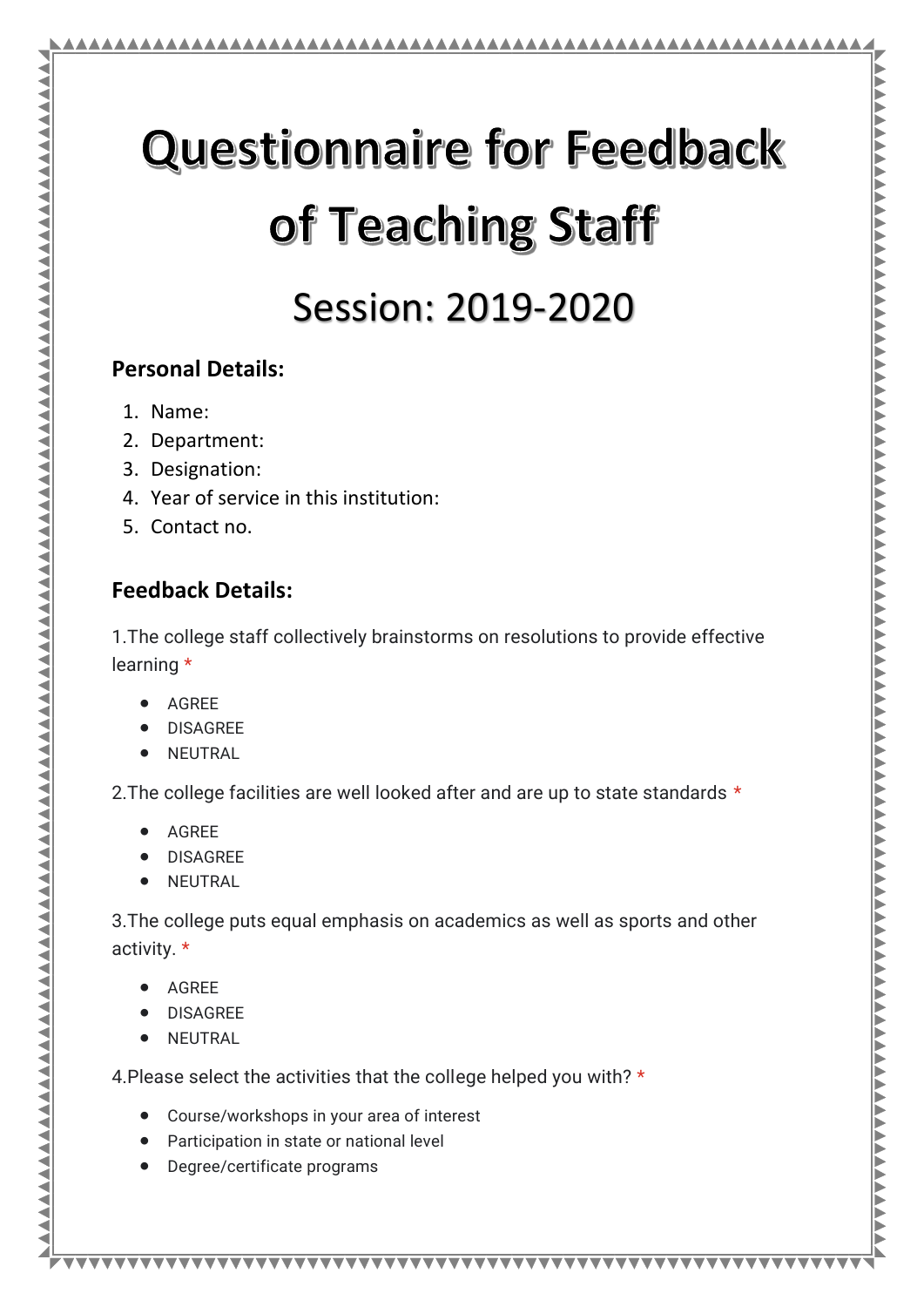# Questionnaire for Feedback of Teaching Staff

## Session: 2019-2020

### Personal Details:

1. Name:
2. Department:
3. Designation:
4. Year of service in this institution:
5. Contact no.

### Feedback Details:

1.The college staff collectively brainstorms on resolutions to provide effective learning *

- AGREE
- DISAGREE
- NEUTRAL

2.The college facilities are well looked after and are up to state standards *

- AGREE
- DISAGREE
- NEUTRAL

3.The college puts equal emphasis on academics as well as sports and other activity. *

- AGREE
- DISAGREE
- NEUTRAL

4.Please select the activities that the college helped you with? *

- Course/workshops in your area of interest
- Participation in state or national level
- Degree/certificate programs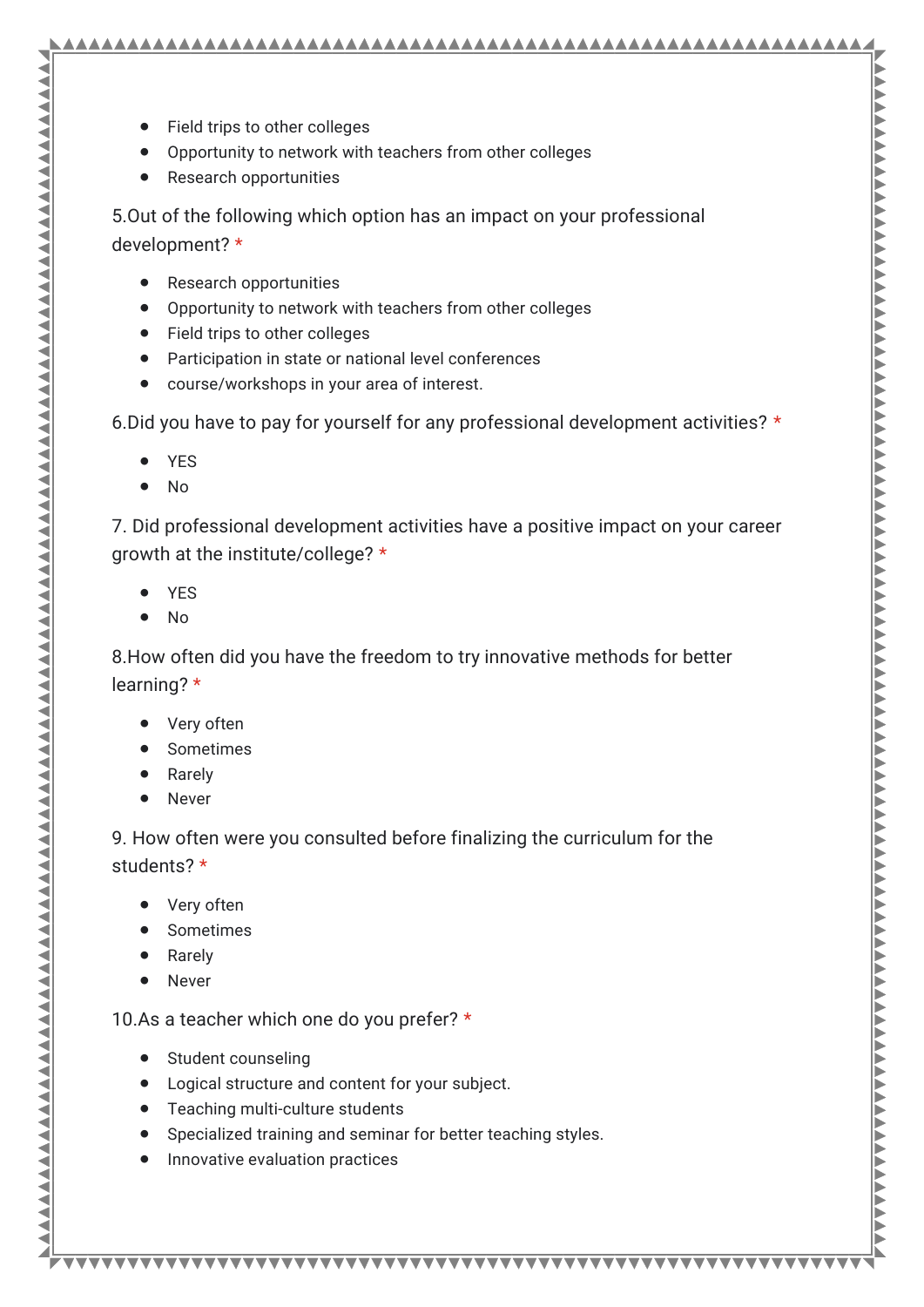- Field trips to other colleges
- Opportunity to network with teachers from other colleges
- Research opportunities

5.Out of the following which option has an impact on your professional development? *

- Research opportunities
- Opportunity to network with teachers from other colleges
- Field trips to other colleges
- Participation in state or national level conferences
- course/workshops in your area of interest.

6.Did you have to pay for yourself for any professional development activities? *

- YES
- No

7. Did professional development activities have a positive impact on your career growth at the institute/college? *

- YES
- No

8.How often did you have the freedom to try innovative methods for better learning? *

- Very often
- Sometimes
- Rarely
- Never

9. How often were you consulted before finalizing the curriculum for the students? *

- Very often
- Sometimes
- Rarely
- Never

10.As a teacher which one do you prefer? *

- Student counseling
- Logical structure and content for your subject.
- Teaching multi-culture students
- Specialized training and seminar for better teaching styles.
- Innovative evaluation practices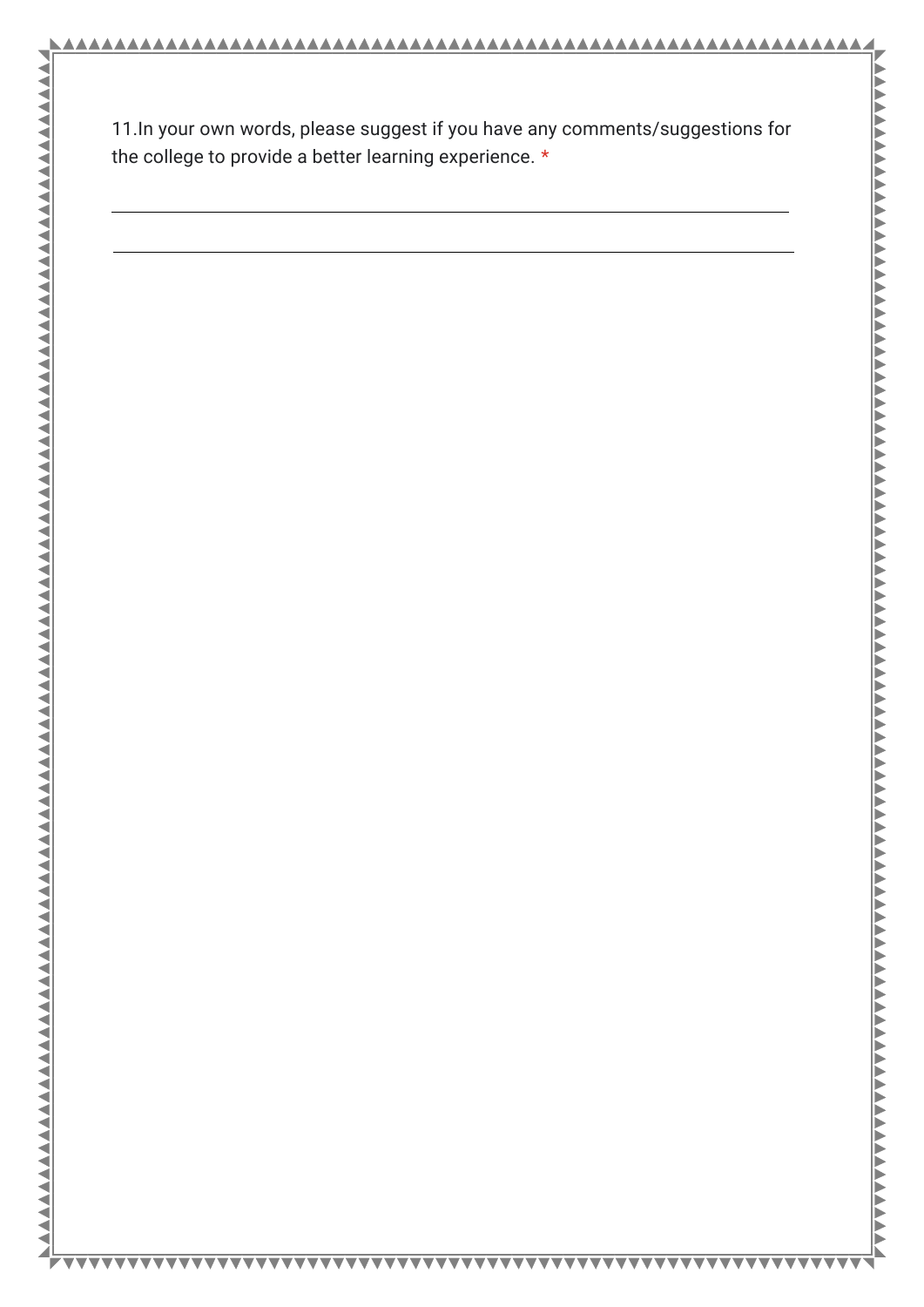11.In your own words, please suggest if you have any comments/suggestions for the college to provide a better learning experience. *

_______________________________________________________________________________

_______________________________________________________________________________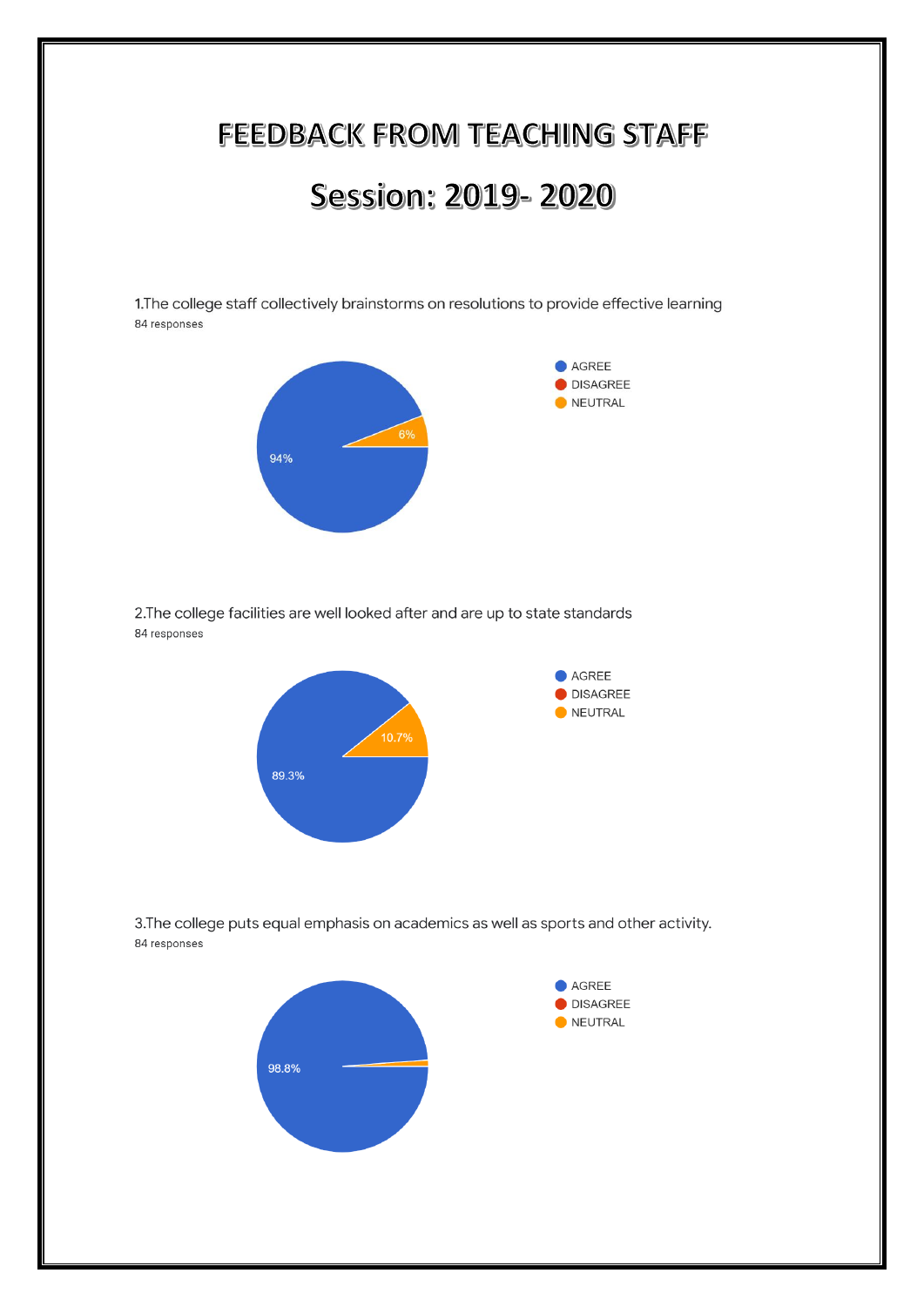# FEEDBACK FROM TEACHING STAFF

# Session: 2019- 2020

1.The college staff collectively brainstorms on resolutions to provide effective learning

84 responses

- AGREE
- DISAGREE
- NEUTRAL

94%

6%

2.The college facilities are well looked after and are up to state standards

84 responses

- AGREE
- DISAGREE
- NEUTRAL

89.3%

10.7%

3.The college puts equal emphasis on academics as well as sports and other activity.

84 responses

- AGREE
- DISAGREE
- NEUTRAL

98.8%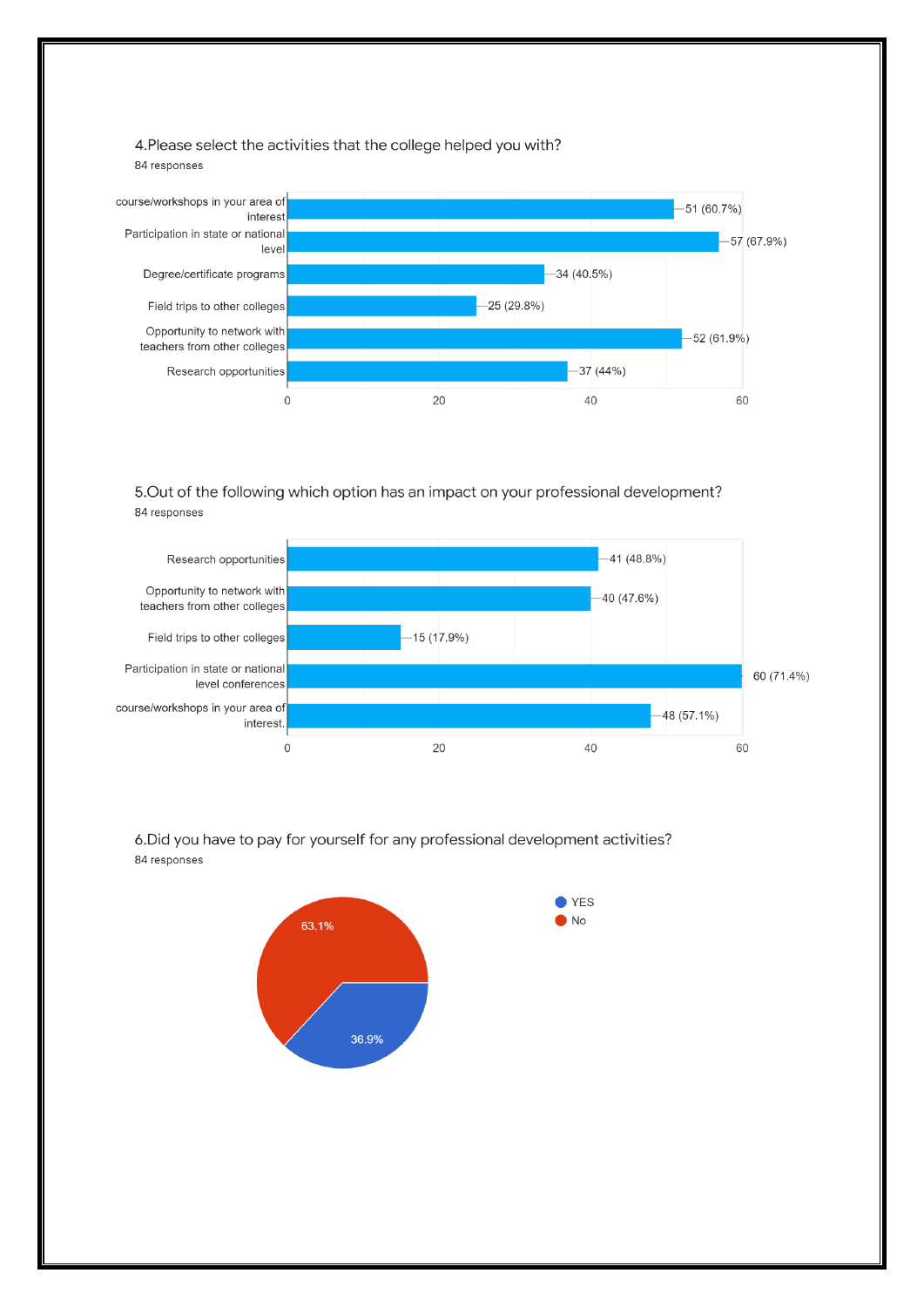4.Please select the activities that the college helped you with?

84 responses

| Activity | Responses |
|---|---|
| course/workshops in your area of interest | 51 (60.7%) |
| Participation in state or national level | 57 (67.9%) |
| Degree/certificate programs | 34 (40.5%) |
| Field trips to other colleges | 25 (29.8%) |
| Opportunity to network with teachers from other colleges | 52 (61.9%) |
| Research opportunities | 37 (44%) |

5.Out of the following which option has an impact on your professional development?

84 responses

| Option | Responses |
|---|---|
| Research opportunities | 41 (48.8%) |
| Opportunity to network with teachers from other colleges | 40 (47.6%) |
| Field trips to other colleges | 15 (17.9%) |
| Participation in state or national level conferences | 60 (71.4%) |
| course/workshops in your area of interest. | 48 (57.1%) |

6.Did you have to pay for yourself for any professional development activities?

84 responses

| Response | Percentage |
|---|---|
| YES | 36.9% |
| No | 63.1% |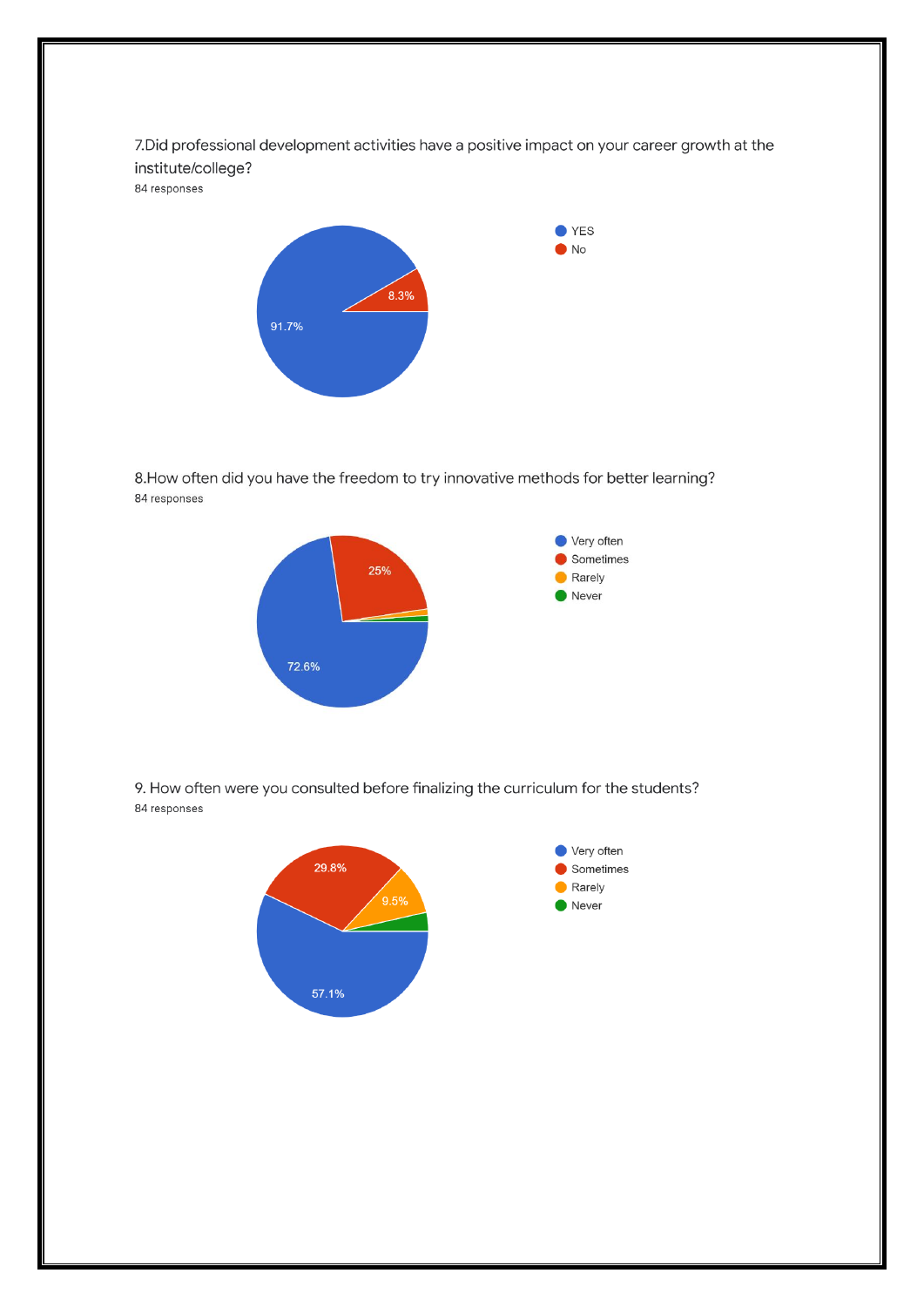7.Did professional development activities have a positive impact on your career growth at the institute/college?

84 responses

- YES
- No

91.7%

8.3%

8.How often did you have the freedom to try innovative methods for better learning?

84 responses

- Very often
- Sometimes
- Rarely
- Never

72.6%

25%

9. How often were you consulted before finalizing the curriculum for the students?

84 responses

- Very often
- Sometimes
- Rarely
- Never

57.1%

29.8%

9.5%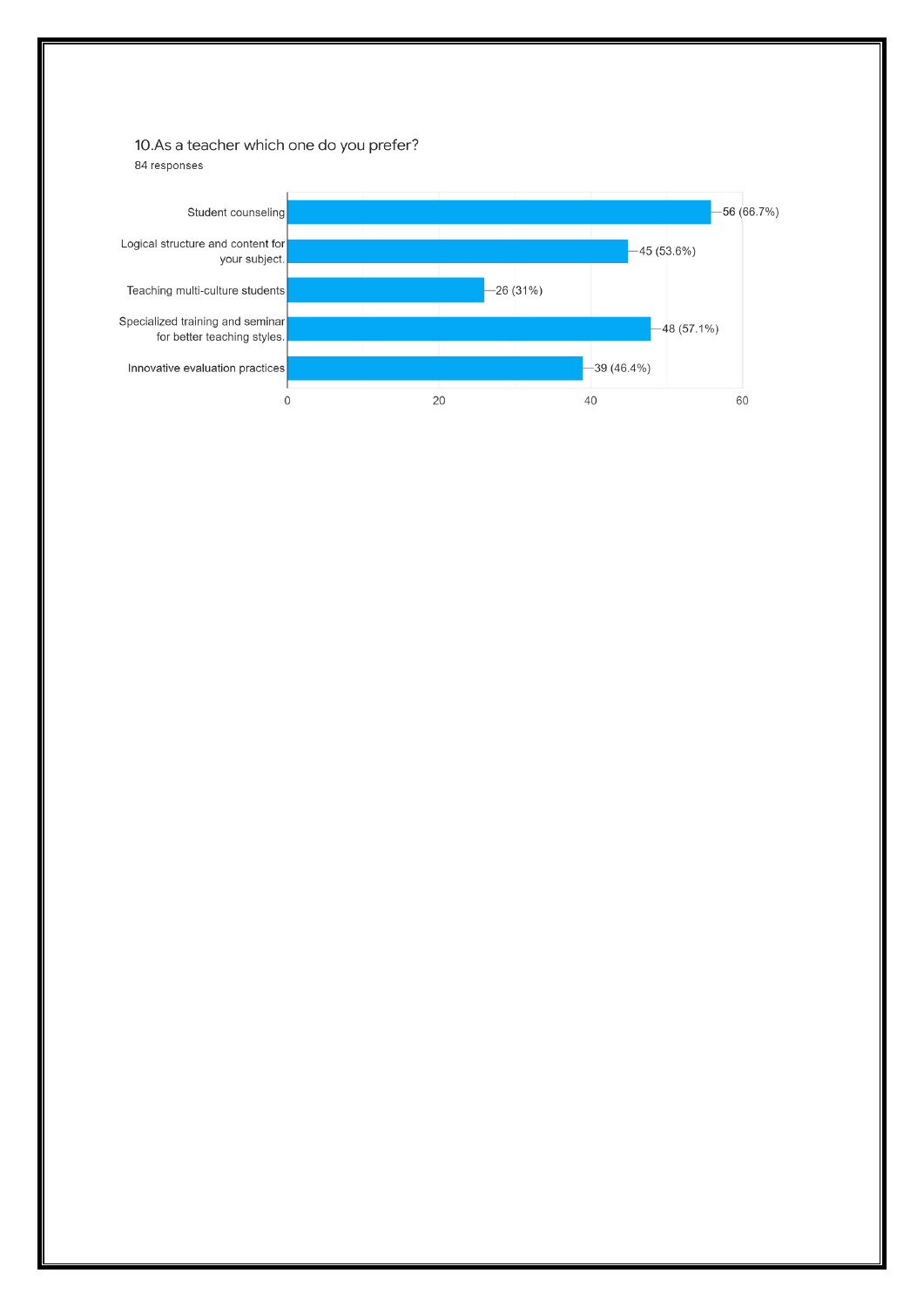10.As a teacher which one do you prefer?

84 responses

Student counseling
56 (66.7%)

Logical structure and content for your subject.
45 (53.6%)

Teaching multi-culture students
26 (31%)

Specialized training and seminar for better teaching styles.
48 (57.1%)

Innovative evaluation practices
39 (46.4%)

0
20
40
60